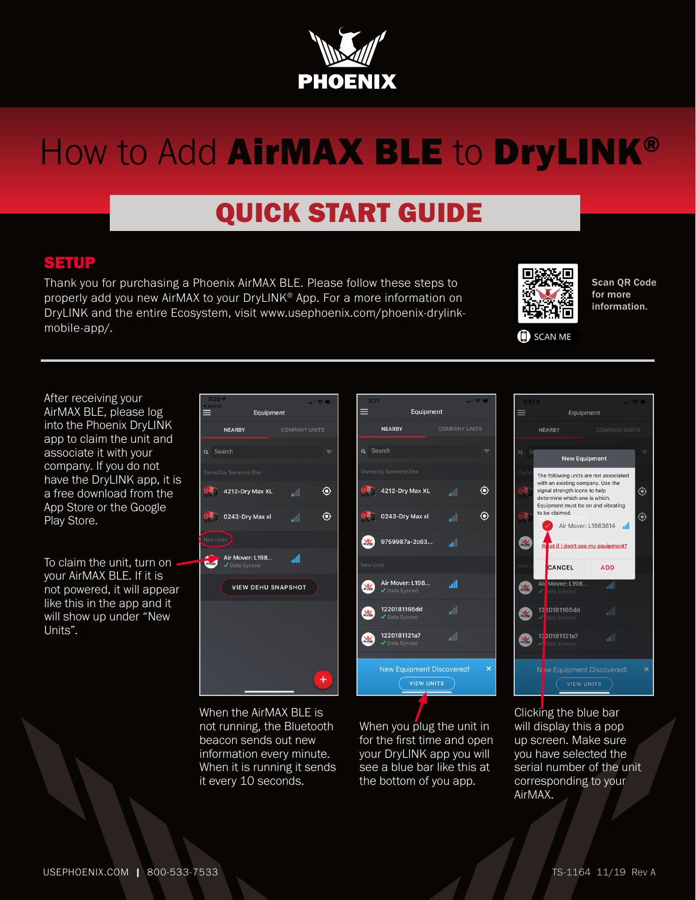PHOENIX

# How to Add **AirMAX BLE** to **DryLINK®**

## QUICK START GUIDE

### SETUP

Thank you for purchasing a Phoenix AirMAX BLE. Please follow these steps to properly add you new AirMAX to your DryLINK® App. For a more information on DryLINK and the entire Ecosystem, visit www.usephoenix.com/phoenix-drylink-mobile-app/.

Scan QR Code for more information.

SCAN ME

After receiving your AirMAX BLE, please log into the Phoenix DryLINK app to claim the unit and associate it with your company. If you do not have the DryLINK app, it is a free download from the App Store or the Google Play Store.

To claim the unit, turn on your AirMAX BLE. If it is not powered, it will appear like this in the app and it will show up under "New Units".

When the AirMAX BLE is not running, the Bluetooth beacon sends out new information every minute. When it is running it sends it every 10 seconds.

When you plug the unit in for the first time and open your DryLINK app you will see a blue bar like this at the bottom of you app.

Clicking the blue bar will display this a pop up screen. Make sure you have selected the serial number of the unit corresponding to your AirMAX.

USEPHOENIX.COM | 800-533-7533

TS-1164 11/19 Rev A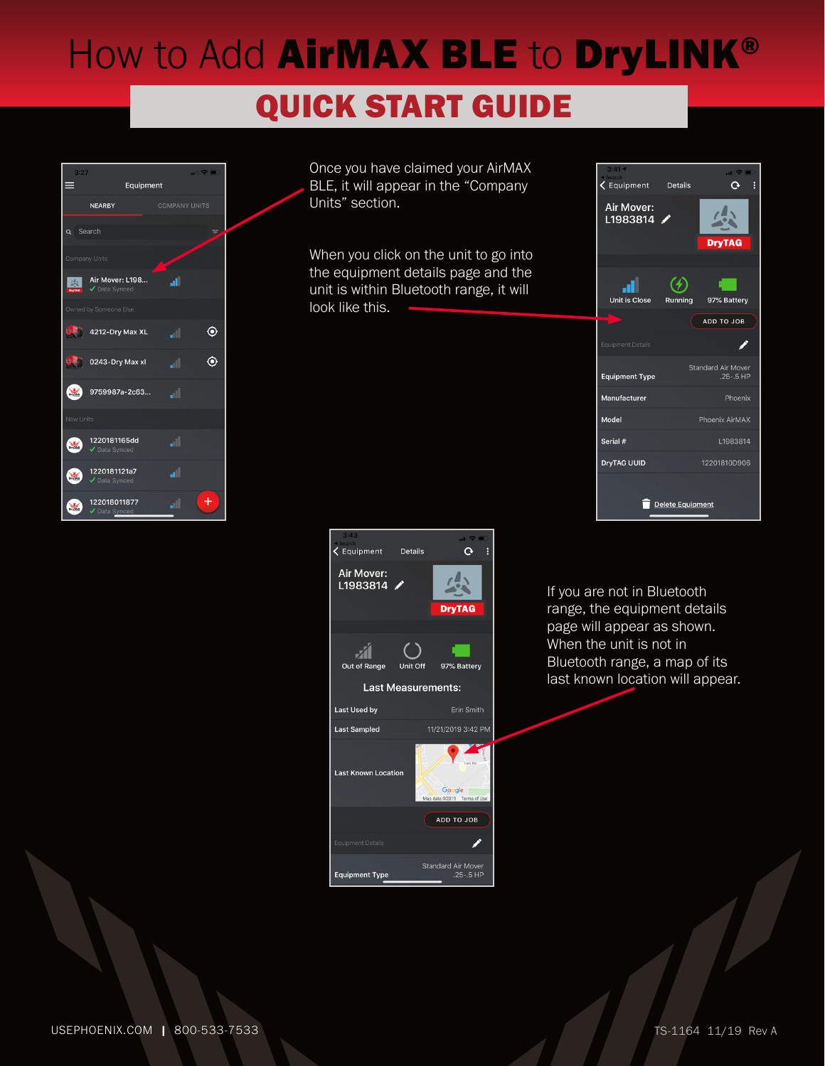# How to Add **AirMAX BLE** to **DryLINK®**

## QUICK START GUIDE

Once you have claimed your AirMAX BLE, it will appear in the "Company Units" section.

When you click on the unit to go into the equipment details page and the unit is within Bluetooth range, it will look like this.

If you are not in Bluetooth range, the equipment details page will appear as shown. When the unit is not in Bluetooth range, a map of its last known location will appear.

USEPHOENIX.COM | 800-533-7533

TS-1164 11/19 Rev A